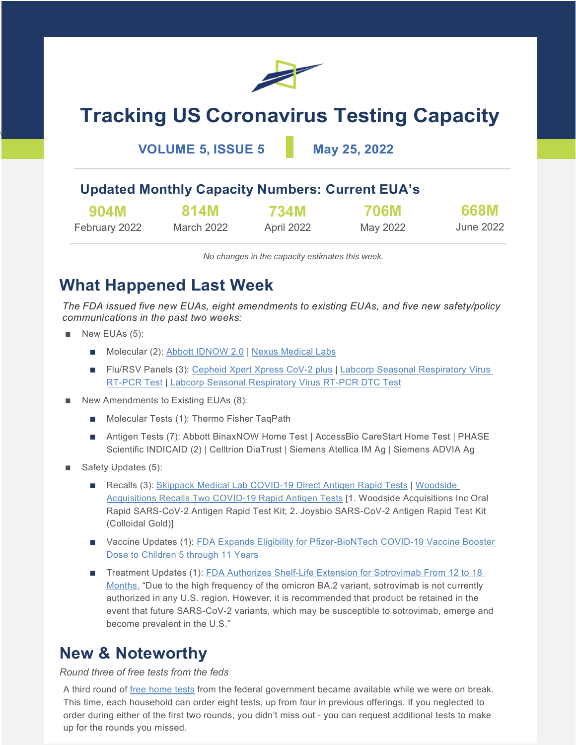# Tracking US Coronavirus Testing Capacity

**VOLUME 5, ISSUE 5** | **May 25, 2022**

## Updated Monthly Capacity Numbers: Current EUA's

| 904M | 814M | 734M | 706M | 668M |
|---|---|---|---|---|
| February 2022 | March 2022 | April 2022 | May 2022 | June 2022 |

*No changes in the capacity estimates this week.*

## What Happened Last Week

*The FDA issued five new EUAs, eight amendments to existing EUAs, and five new safety/policy communications in the past two weeks:*

- New EUAs (5):
  - Molecular (2): Abbott IDNOW 2.0 | Nexus Medical Labs
  - Flu/RSV Panels (3): Cepheid Xpert Xpress CoV-2 plus | Labcorp Seasonal Respiratory Virus RT-PCR Test | Labcorp Seasonal Respiratory Virus RT-PCR DTC Test
- New Amendments to Existing EUAs (8):
  - Molecular Tests (1): Thermo Fisher TaqPath
  - Antigen Tests (7): Abbott BinaxNOW Home Test | AccessBio CareStart Home Test | PHASE Scientific INDICAID (2) | Celltrion DiaTrust | Siemens Atellica IM Ag | Siemens ADVIA Ag
- Safety Updates (5):
  - Recalls (3): Skippack Medical Lab COVID-19 Direct Antigen Rapid Tests | Woodside Acquisitions Recalls Two COVID-19 Rapid Antigen Tests [1. Woodside Acquisitions Inc Oral Rapid SARS-CoV-2 Antigen Rapid Test Kit; 2. Joysbio SARS-CoV-2 Antigen Rapid Test Kit (Colloidal Gold)]
  - Vaccine Updates (1): FDA Expands Eligibility for Pfizer-BioNTech COVID-19 Vaccine Booster Dose to Children 5 through 11 Years
  - Treatment Updates (1): FDA Authorizes Shelf-Life Extension for Sotrovimab From 12 to 18 Months. "Due to the high frequency of the omicron BA.2 variant, sotrovimab is not currently authorized in any U.S. region. However, it is recommended that product be retained in the event that future SARS-CoV-2 variants, which may be susceptible to sotrovimab, emerge and become prevalent in the U.S."

## New & Noteworthy

*Round three of free tests from the feds*

A third round of free home tests from the federal government became available while we were on break. This time, each household can order eight tests, up from four in previous offerings. If you neglected to order during either of the first two rounds, you didn't miss out - you can request additional tests to make up for the rounds you missed.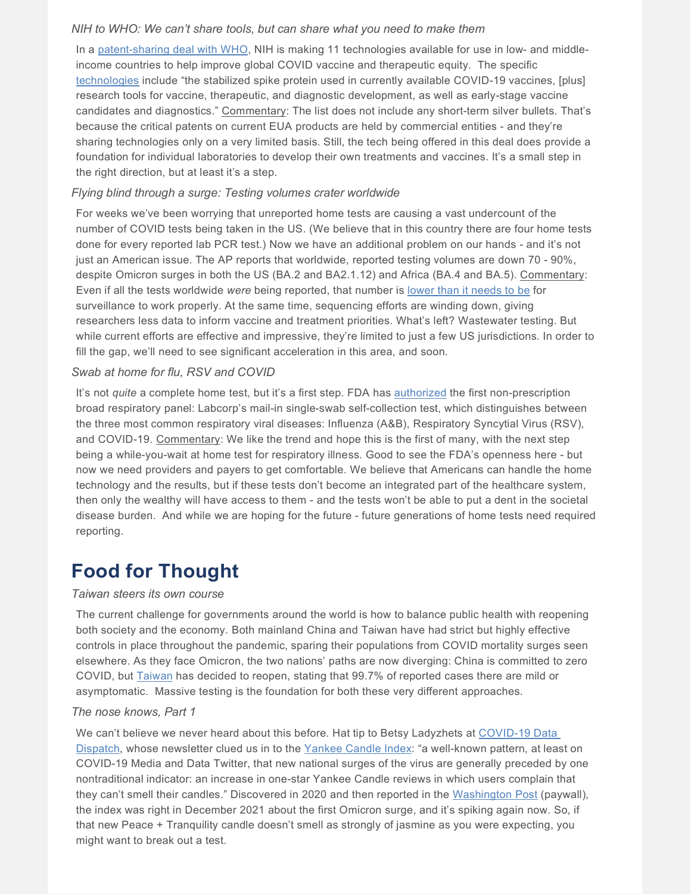*NIH to WHO: We can't share tools, but can share what you need to make them*

In a patent-sharing deal with WHO, NIH is making 11 technologies available for use in low- and middle-income countries to help improve global COVID vaccine and therapeutic equity. The specific technologies include "the stabilized spike protein used in currently available COVID-19 vaccines, [plus] research tools for vaccine, therapeutic, and diagnostic development, as well as early-stage vaccine candidates and diagnostics." Commentary: The list does not include any short-term silver bullets. That's because the critical patents on current EUA products are held by commercial entities - and they're sharing technologies only on a very limited basis. Still, the tech being offered in this deal does provide a foundation for individual laboratories to develop their own treatments and vaccines. It's a small step in the right direction, but at least it's a step.

*Flying blind through a surge: Testing volumes crater worldwide*

For weeks we've been worrying that unreported home tests are causing a vast undercount of the number of COVID tests being taken in the US. (We believe that in this country there are four home tests done for every reported lab PCR test.) Now we have an additional problem on our hands - and it's not just an American issue. The AP reports that worldwide, reported testing volumes are down 70 - 90%, despite Omicron surges in both the US (BA.2 and BA2.1.12) and Africa (BA.4 and BA.5). Commentary: Even if all the tests worldwide *were* being reported, that number is lower than it needs to be for surveillance to work properly. At the same time, sequencing efforts are winding down, giving researchers less data to inform vaccine and treatment priorities. What's left? Wastewater testing. But while current efforts are effective and impressive, they're limited to just a few US jurisdictions. In order to fill the gap, we'll need to see significant acceleration in this area, and soon.

*Swab at home for flu, RSV and COVID*

It's not *quite* a complete home test, but it's a first step. FDA has authorized the first non-prescription broad respiratory panel: Labcorp's mail-in single-swab self-collection test, which distinguishes between the three most common respiratory viral diseases: Influenza (A&B), Respiratory Syncytial Virus (RSV), and COVID-19. Commentary: We like the trend and hope this is the first of many, with the next step being a while-you-wait at home test for respiratory illness. Good to see the FDA's openness here - but now we need providers and payers to get comfortable. We believe that Americans can handle the home technology and the results, but if these tests don't become an integrated part of the healthcare system, then only the wealthy will have access to them - and the tests won't be able to put a dent in the societal disease burden. And while we are hoping for the future - future generations of home tests need required reporting.

# Food for Thought

*Taiwan steers its own course*

The current challenge for governments around the world is how to balance public health with reopening both society and the economy. Both mainland China and Taiwan have had strict but highly effective controls in place throughout the pandemic, sparing their populations from COVID mortality surges seen elsewhere. As they face Omicron, the two nations' paths are now diverging: China is committed to zero COVID, but Taiwan has decided to reopen, stating that 99.7% of reported cases there are mild or asymptomatic. Massive testing is the foundation for both these very different approaches.

*The nose knows, Part 1*

We can't believe we never heard about this before. Hat tip to Betsy Ladyzhets at COVID-19 Data Dispatch, whose newsletter clued us in to the Yankee Candle Index: "a well-known pattern, at least on COVID-19 Media and Data Twitter, that new national surges of the virus are generally preceded by one nontraditional indicator: an increase in one-star Yankee Candle reviews in which users complain that they can't smell their candles." Discovered in 2020 and then reported in the Washington Post (paywall), the index was right in December 2021 about the first Omicron surge, and it's spiking again now. So, if that new Peace + Tranquility candle doesn't smell as strongly of jasmine as you were expecting, you might want to break out a test.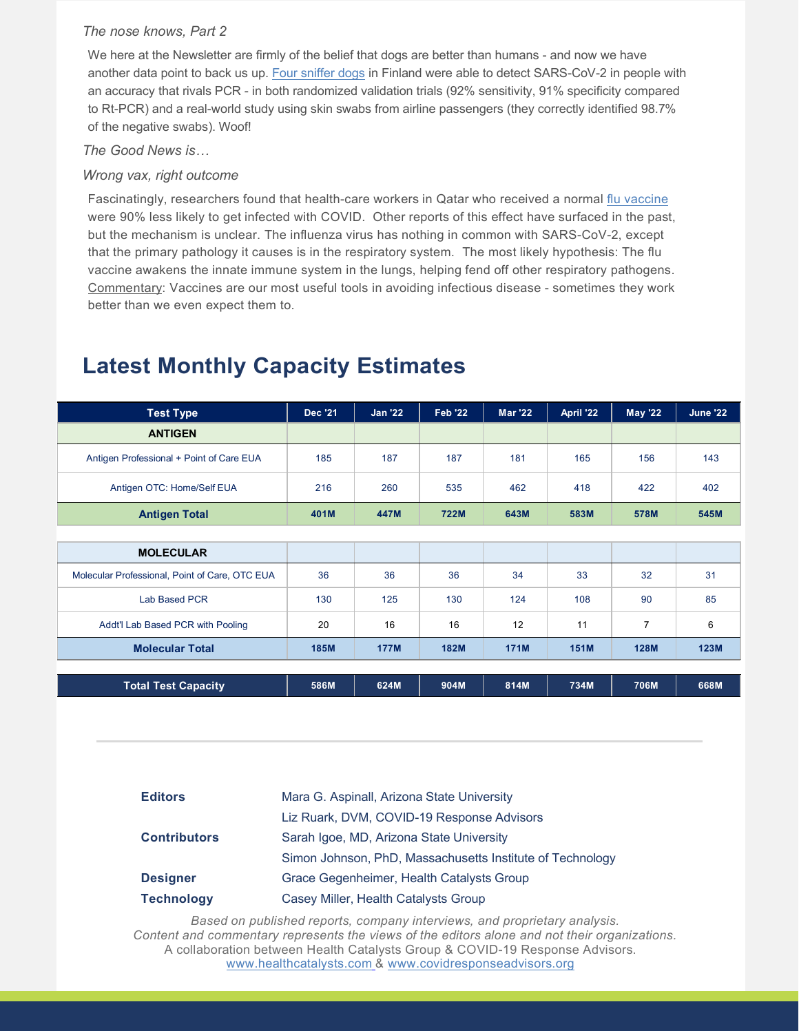*The nose knows, Part 2*

We here at the Newsletter are firmly of the belief that dogs are better than humans - and now we have another data point to back us up. [Four sniffer dogs](#) in Finland were able to detect SARS-CoV-2 in people with an accuracy that rivals PCR - in both randomized validation trials (92% sensitivity, 91% specificity compared to Rt-PCR) and a real-world study using skin swabs from airline passengers (they correctly identified 98.7% of the negative swabs). Woof!

*The Good News is…*

*Wrong vax, right outcome*

Fascinatingly, researchers found that health-care workers in Qatar who received a normal [flu vaccine](#) were 90% less likely to get infected with COVID. Other reports of this effect have surfaced in the past, but the mechanism is unclear. The influenza virus has nothing in common with SARS-CoV-2, except that the primary pathology it causes is in the respiratory system. The most likely hypothesis: The flu vaccine awakens the innate immune system in the lungs, helping fend off other respiratory pathogens. Commentary: Vaccines are our most useful tools in avoiding infectious disease - sometimes they work better than we even expect them to.

# Latest Monthly Capacity Estimates

| Test Type | Dec '21 | Jan '22 | Feb '22 | Mar '22 | April '22 | May '22 | June '22 |
|---|---|---|---|---|---|---|---|
| **ANTIGEN** | | | | | | | |
| Antigen Professional + Point of Care EUA | 185 | 187 | 187 | 181 | 165 | 156 | 143 |
| Antigen OTC: Home/Self EUA | 216 | 260 | 535 | 462 | 418 | 422 | 402 |
| **Antigen Total** | **401M** | **447M** | **722M** | **643M** | **583M** | **578M** | **545M** |
| **MOLECULAR** | | | | | | | |
| Molecular Professional, Point of Care, OTC EUA | 36 | 36 | 36 | 34 | 33 | 32 | 31 |
| Lab Based PCR | 130 | 125 | 130 | 124 | 108 | 90 | 85 |
| Addt'l Lab Based PCR with Pooling | 20 | 16 | 16 | 12 | 11 | 7 | 6 |
| **Molecular Total** | **185M** | **177M** | **182M** | **171M** | **151M** | **128M** | **123M** |
| **Total Test Capacity** | **586M** | **624M** | **904M** | **814M** | **734M** | **706M** | **668M** |

---

**Editors** Mara G. Aspinall, Arizona State University
Liz Ruark, DVM, COVID-19 Response Advisors

**Contributors** Sarah Igoe, MD, Arizona State University
Simon Johnson, PhD, Massachusetts Institute of Technology

**Designer** Grace Gegenheimer, Health Catalysts Group

**Technology** Casey Miller, Health Catalysts Group

*Based on published reports, company interviews, and proprietary analysis.*
*Content and commentary represents the views of the editors alone and not their organizations.*
A collaboration between Health Catalysts Group & COVID-19 Response Advisors.
www.healthcatalysts.com & www.covidresponseadvisors.org